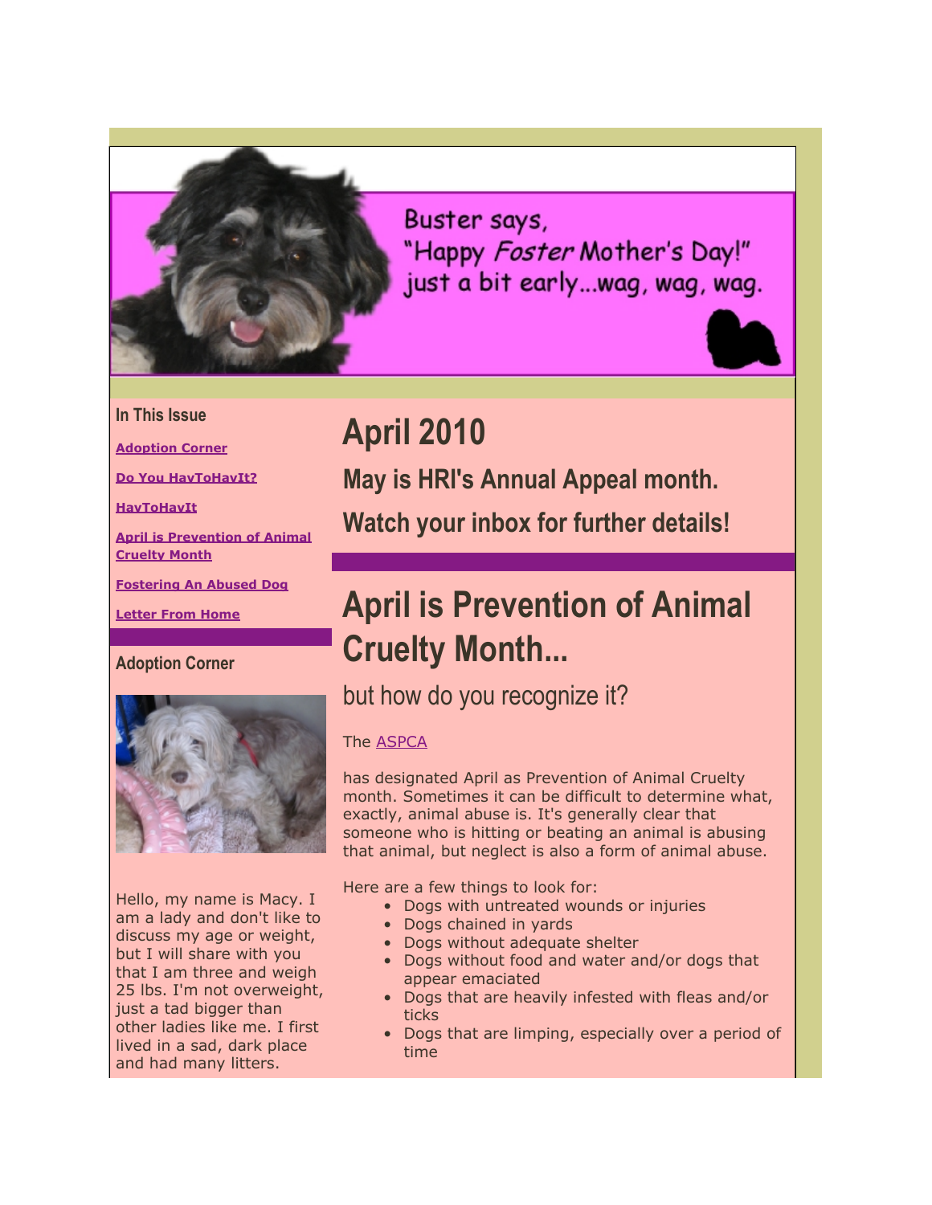Buster says,
"Happy *Foster* Mother's Day!"
just a bit early...wag, wag, wag.

### In This Issue

**Adoption Corner**

**Do You HavToHavIt?**

**HavToHavIt**

**April is Prevention of Animal Cruelty Month**

**Fostering An Abused Dog**

**Letter From Home**

### Adoption Corner

Hello, my name is Macy. I am a lady and don't like to discuss my age or weight, but I will share with you that I am three and weigh 25 lbs. I'm not overweight, just a tad bigger than other ladies like me. I first lived in a sad, dark place and had many litters.

# April 2010

## May is HRI's Annual Appeal month.

## Watch your inbox for further details!

# April is Prevention of Animal Cruelty Month...

## but how do you recognize it?

The ASPCA

has designated April as Prevention of Animal Cruelty month. Sometimes it can be difficult to determine what, exactly, animal abuse is. It's generally clear that someone who is hitting or beating an animal is abusing that animal, but neglect is also a form of animal abuse.

Here are a few things to look for:

- Dogs with untreated wounds or injuries
- Dogs chained in yards
- Dogs without adequate shelter
- Dogs without food and water and/or dogs that appear emaciated
- Dogs that are heavily infested with fleas and/or ticks
- Dogs that are limping, especially over a period of time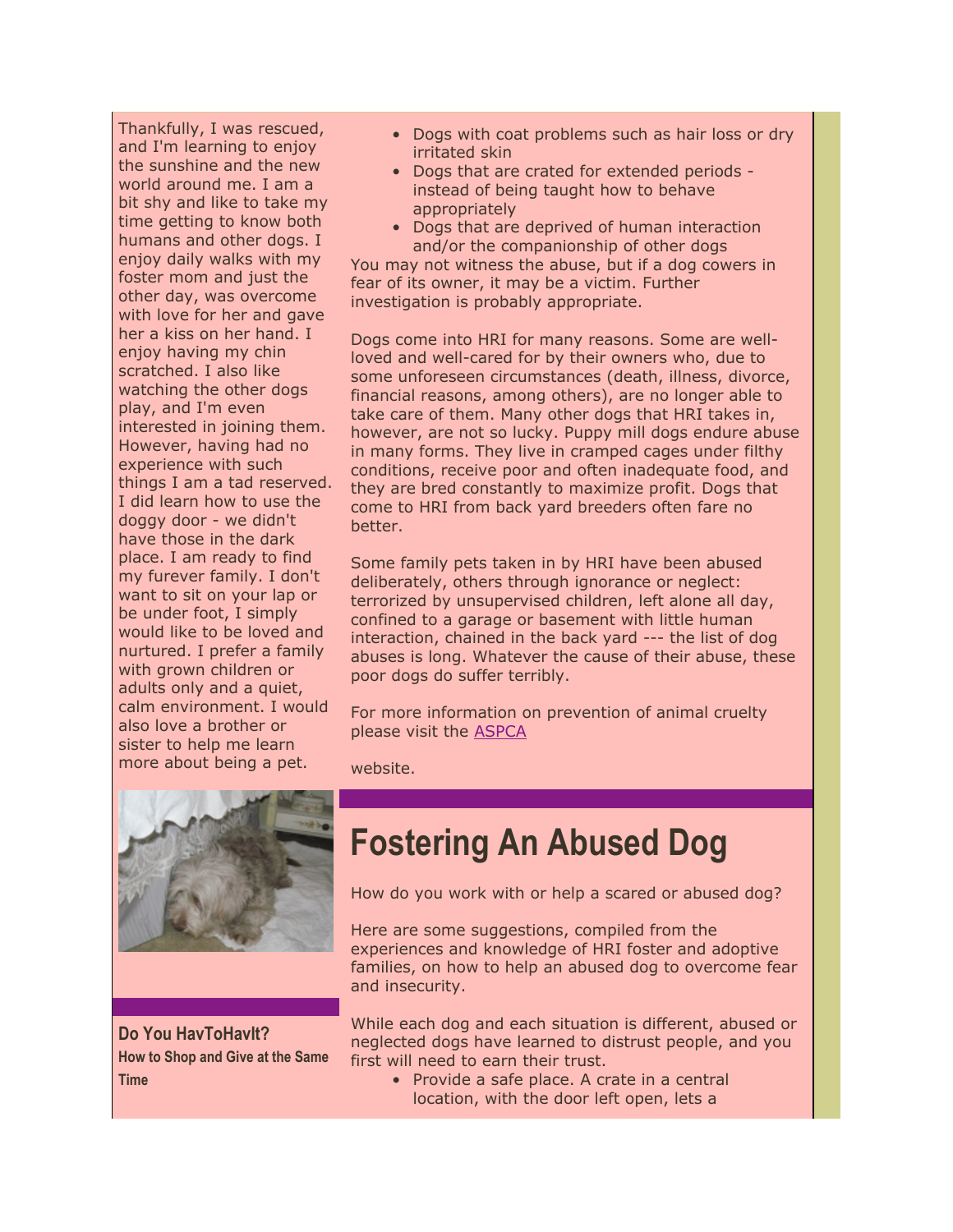Thankfully, I was rescued, and I'm learning to enjoy the sunshine and the new world around me. I am a bit shy and like to take my time getting to know both humans and other dogs. I enjoy daily walks with my foster mom and just the other day, was overcome with love for her and gave her a kiss on her hand. I enjoy having my chin scratched. I also like watching the other dogs play, and I'm even interested in joining them. However, having had no experience with such things I am a tad reserved. I did learn how to use the doggy door - we didn't have those in the dark place. I am ready to find my furever family. I don't want to sit on your lap or be under foot, I simply would like to be loved and nurtured. I prefer a family with grown children or adults only and a quiet, calm environment. I would also love a brother or sister to help me learn more about being a pet.

- Dogs with coat problems such as hair loss or dry irritated skin
- Dogs that are crated for extended periods - instead of being taught how to behave appropriately
- Dogs that are deprived of human interaction and/or the companionship of other dogs

You may not witness the abuse, but if a dog cowers in fear of its owner, it may be a victim. Further investigation is probably appropriate.

Dogs come into HRI for many reasons. Some are well-loved and well-cared for by their owners who, due to some unforeseen circumstances (death, illness, divorce, financial reasons, among others), are no longer able to take care of them. Many other dogs that HRI takes in, however, are not so lucky. Puppy mill dogs endure abuse in many forms. They live in cramped cages under filthy conditions, receive poor and often inadequate food, and they are bred constantly to maximize profit. Dogs that come to HRI from back yard breeders often fare no better.

Some family pets taken in by HRI have been abused deliberately, others through ignorance or neglect: terrorized by unsupervised children, left alone all day, confined to a garage or basement with little human interaction, chained in the back yard --- the list of dog abuses is long. Whatever the cause of their abuse, these poor dogs do suffer terribly.

For more information on prevention of animal cruelty please visit the ASPCA

website.

# Fostering An Abused Dog

How do you work with or help a scared or abused dog?

Here are some suggestions, compiled from the experiences and knowledge of HRI foster and adoptive families, on how to help an abused dog to overcome fear and insecurity.

While each dog and each situation is different, abused or neglected dogs have learned to distrust people, and you first will need to earn their trust.

- Provide a safe place. A crate in a central location, with the door left open, lets a

### Do You HavToHavIt?

**How to Shop and Give at the Same Time**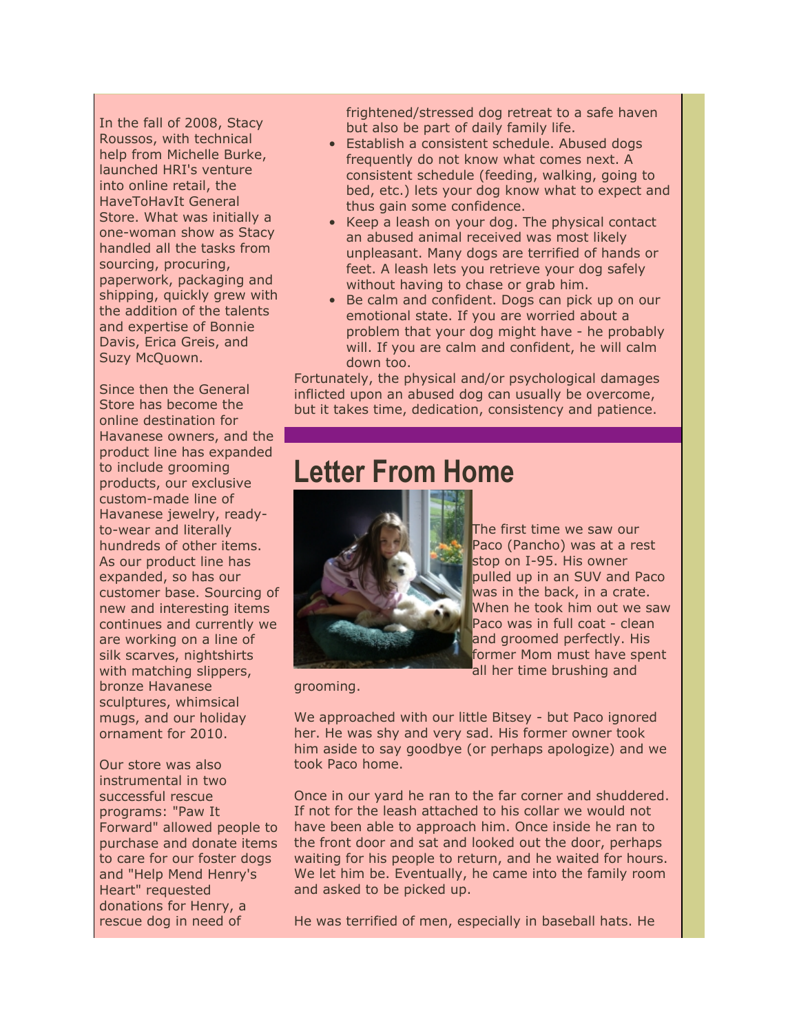In the fall of 2008, Stacy Roussos, with technical help from Michelle Burke, launched HRI's venture into online retail, the HaveToHavIt General Store. What was initially a one-woman show as Stacy handled all the tasks from sourcing, procuring, paperwork, packaging and shipping, quickly grew with the addition of the talents and expertise of Bonnie Davis, Erica Greis, and Suzy McQuown.

Since then the General Store has become the online destination for Havanese owners, and the product line has expanded to include grooming products, our exclusive custom-made line of Havanese jewelry, ready-to-wear and literally hundreds of other items. As our product line has expanded, so has our customer base. Sourcing of new and interesting items continues and currently we are working on a line of silk scarves, nightshirts with matching slippers, bronze Havanese sculptures, whimsical mugs, and our holiday ornament for 2010.

Our store was also instrumental in two successful rescue programs: "Paw It Forward" allowed people to purchase and donate items to care for our foster dogs and "Help Mend Henry's Heart" requested donations for Henry, a rescue dog in need of

frightened/stressed dog retreat to a safe haven but also be part of daily family life.

- Establish a consistent schedule. Abused dogs frequently do not know what comes next. A consistent schedule (feeding, walking, going to bed, etc.) lets your dog know what to expect and thus gain some confidence.
- Keep a leash on your dog. The physical contact an abused animal received was most likely unpleasant. Many dogs are terrified of hands or feet. A leash lets you retrieve your dog safely without having to chase or grab him.
- Be calm and confident. Dogs can pick up on our emotional state. If you are worried about a problem that your dog might have - he probably will. If you are calm and confident, he will calm down too.

Fortunately, the physical and/or psychological damages inflicted upon an abused dog can usually be overcome, but it takes time, dedication, consistency and patience.

# Letter From Home

The first time we saw our Paco (Pancho) was at a rest stop on I-95. His owner pulled up in an SUV and Paco was in the back, in a crate. When he took him out we saw Paco was in full coat - clean and groomed perfectly. His former Mom must have spent all her time brushing and grooming.

We approached with our little Bitsey - but Paco ignored her. He was shy and very sad. His former owner took him aside to say goodbye (or perhaps apologize) and we took Paco home.

Once in our yard he ran to the far corner and shuddered. If not for the leash attached to his collar we would not have been able to approach him. Once inside he ran to the front door and sat and looked out the door, perhaps waiting for his people to return, and he waited for hours. We let him be. Eventually, he came into the family room and asked to be picked up.

He was terrified of men, especially in baseball hats. He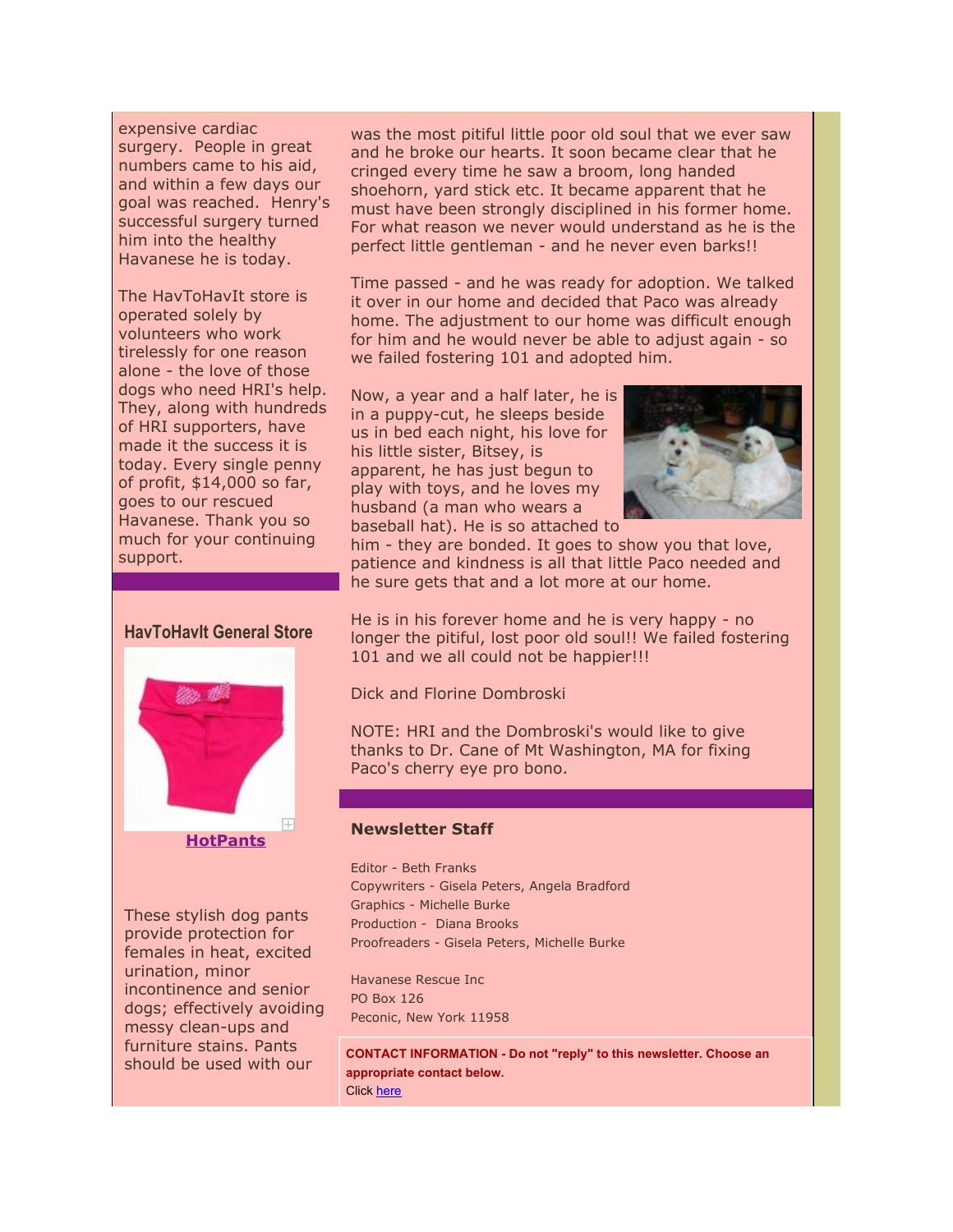expensive cardiac surgery. People in great numbers came to his aid, and within a few days our goal was reached. Henry's successful surgery turned him into the healthy Havanese he is today.

The HavToHavIt store is operated solely by volunteers who work tirelessly for one reason alone - the love of those dogs who need HRI's help. They, along with hundreds of HRI supporters, have made it the success it is today. Every single penny of profit, $14,000 so far, goes to our rescued Havanese. Thank you so much for your continuing support.

## HavToHavIt General Store

**HotPants**

These stylish dog pants provide protection for females in heat, excited urination, minor incontinence and senior dogs; effectively avoiding messy clean-ups and furniture stains. Pants should be used with our

was the most pitiful little poor old soul that we ever saw and he broke our hearts. It soon became clear that he cringed every time he saw a broom, long handed shoehorn, yard stick etc. It became apparent that he must have been strongly disciplined in his former home. For what reason we never would understand as he is the perfect little gentleman - and he never even barks!!

Time passed - and he was ready for adoption. We talked it over in our home and decided that Paco was already home. The adjustment to our home was difficult enough for him and he would never be able to adjust again - so we failed fostering 101 and adopted him.

Now, a year and a half later, he is in a puppy-cut, he sleeps beside us in bed each night, his love for his little sister, Bitsey, is apparent, he has just begun to play with toys, and he loves my husband (a man who wears a baseball hat). He is so attached to him - they are bonded. It goes to show you that love, patience and kindness is all that little Paco needed and he sure gets that and a lot more at our home.

He is in his forever home and he is very happy - no longer the pitiful, lost poor old soul!! We failed fostering 101 and we all could not be happier!!!

Dick and Florine Dombroski

NOTE: HRI and the Dombroski's would like to give thanks to Dr. Cane of Mt Washington, MA for fixing Paco's cherry eye pro bono.

### Newsletter Staff

Editor - Beth Franks
Copywriters - Gisela Peters, Angela Bradford
Graphics - Michelle Burke
Production - Diana Brooks
Proofreaders - Gisela Peters, Michelle Burke

Havanese Rescue Inc
PO Box 126
Peconic, New York 11958

**CONTACT INFORMATION - Do not "reply" to this newsletter. Choose an appropriate contact below.**
Click here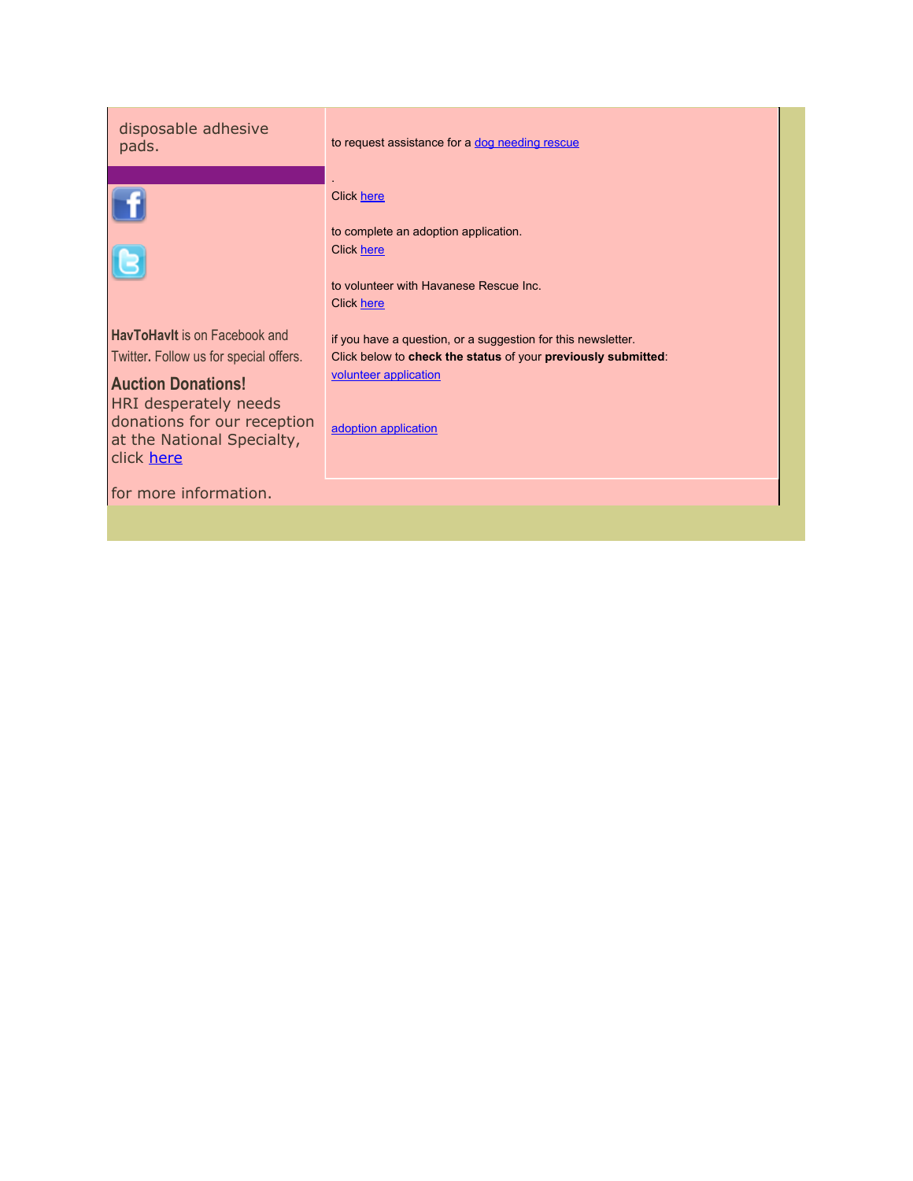disposable adhesive pads.

**HavToHavIt** is on Facebook and Twitter. Follow us for special offers.

**Auction Donations!**
HRI desperately needs donations for our reception at the National Specialty, click here

for more information.

to request assistance for a dog needing rescue

.
Click here

to complete an adoption application.
Click here

to volunteer with Havanese Rescue Inc.
Click here

if you have a question, or a suggestion for this newsletter.
Click below to **check the status** of your **previously submitted**:
volunteer application

adoption application